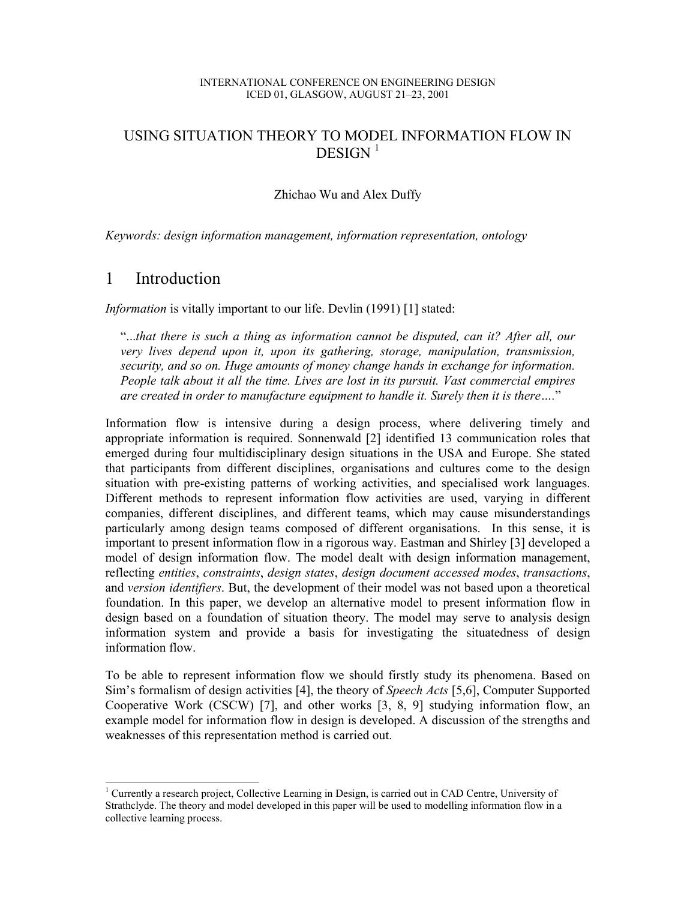INTERNATIONAL CONFERENCE ON ENGINEERING DESIGN
ICED 01, GLASGOW, AUGUST 21–23, 2001

# USING SITUATION THEORY TO MODEL INFORMATION FLOW IN DESIGN [1]

Zhichao Wu and Alex Duffy

*Keywords: design information management, information representation, ontology*

## 1 Introduction

*Information* is vitally important to our life. Devlin (1991) [1] stated:

> "*...that there is such a thing as information cannot be disputed, can it? After all, our very lives depend upon it, upon its gathering, storage, manipulation, transmission, security, and so on. Huge amounts of money change hands in exchange for information. People talk about it all the time. Lives are lost in its pursuit. Vast commercial empires are created in order to manufacture equipment to handle it. Surely then it is there….*"

Information flow is intensive during a design process, where delivering timely and appropriate information is required. Sonnenwald [2] identified 13 communication roles that emerged during four multidisciplinary design situations in the USA and Europe. She stated that participants from different disciplines, organisations and cultures come to the design situation with pre-existing patterns of working activities, and specialised work languages. Different methods to represent information flow activities are used, varying in different companies, different disciplines, and different teams, which may cause misunderstandings particularly among design teams composed of different organisations. In this sense, it is important to present information flow in a rigorous way. Eastman and Shirley [3] developed a model of design information flow. The model dealt with design information management, reflecting *entities*, *constraints*, *design states*, *design document accessed modes*, *transactions*, and *version identifiers*. But, the development of their model was not based upon a theoretical foundation. In this paper, we develop an alternative model to present information flow in design based on a foundation of situation theory. The model may serve to analysis design information system and provide a basis for investigating the situatedness of design information flow.

To be able to represent information flow we should firstly study its phenomena. Based on Sim's formalism of design activities [4], the theory of *Speech Acts* [5,6], Computer Supported Cooperative Work (CSCW) [7], and other works [3, 8, 9] studying information flow, an example model for information flow in design is developed. A discussion of the strengths and weaknesses of this representation method is carried out.

[1] Currently a research project, Collective Learning in Design, is carried out in CAD Centre, University of Strathclyde. The theory and model developed in this paper will be used to modelling information flow in a collective learning process.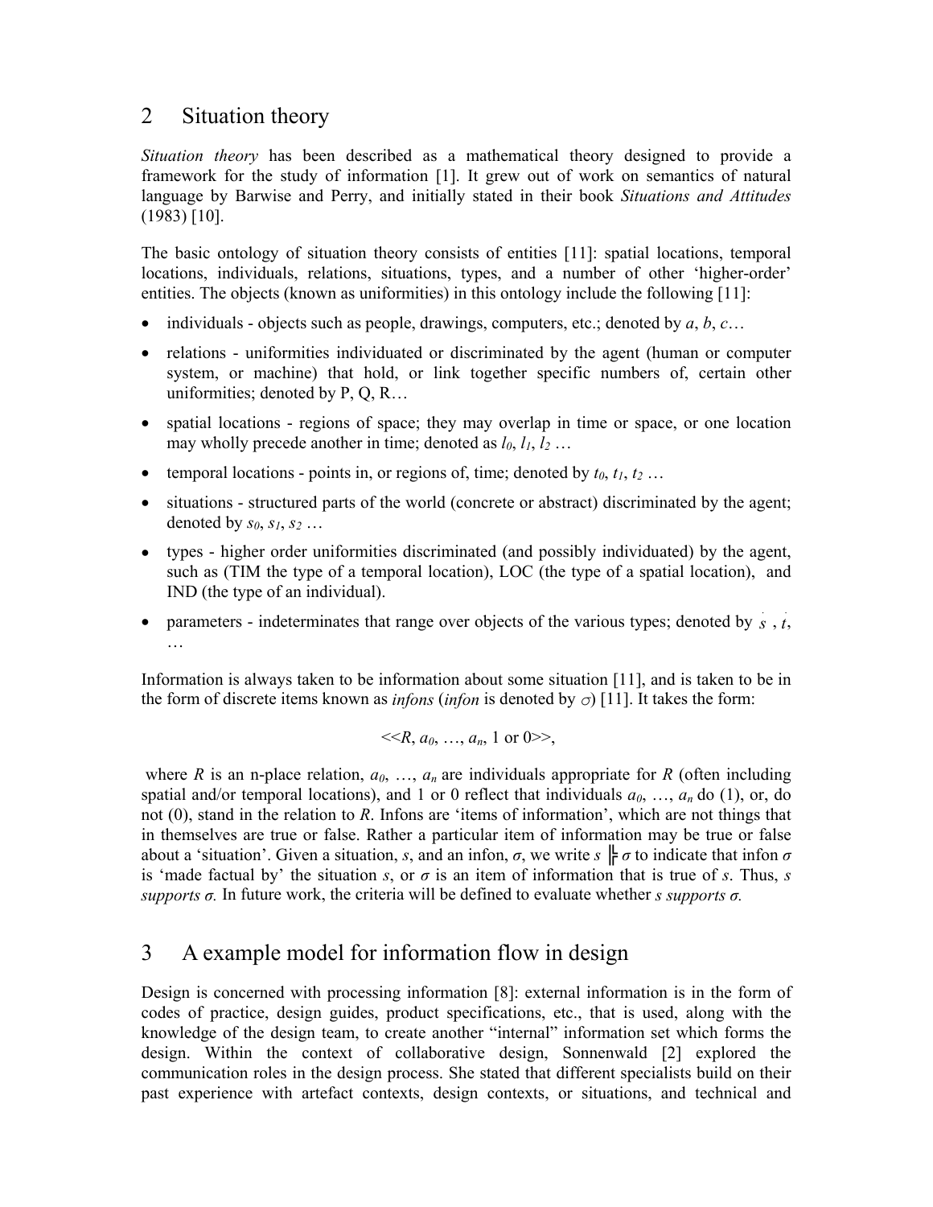## 2 Situation theory

*Situation theory* has been described as a mathematical theory designed to provide a framework for the study of information [1]. It grew out of work on semantics of natural language by Barwise and Perry, and initially stated in their book *Situations and Attitudes* (1983) [10].

The basic ontology of situation theory consists of entities [11]: spatial locations, temporal locations, individuals, relations, situations, types, and a number of other 'higher-order' entities. The objects (known as uniformities) in this ontology include the following [11]:

- individuals - objects such as people, drawings, computers, etc.; denoted by $a$, $b$, $c$…
- relations - uniformities individuated or discriminated by the agent (human or computer system, or machine) that hold, or link together specific numbers of, certain other uniformities; denoted by P, Q, R…
- spatial locations - regions of space; they may overlap in time or space, or one location may wholly precede another in time; denoted as $l_0$, $l_1$, $l_2$ …
- temporal locations - points in, or regions of, time; denoted by $t_0$, $t_1$, $t_2$ …
- situations - structured parts of the world (concrete or abstract) discriminated by the agent; denoted by $s_0$, $s_1$, $s_2$ …
- types - higher order uniformities discriminated (and possibly individuated) by the agent, such as (TIM the type of a temporal location), LOC (the type of a spatial location), and IND (the type of an individual).
- parameters - indeterminates that range over objects of the various types; denoted by $\dot{s}$ , $\dot{t}$, …

Information is always taken to be information about some situation [11], and is taken to be in the form of discrete items known as *infons* (*infon* is denoted by $\sigma$) [11]. It takes the form:

$$\langle\langle R, a_0, \ldots, a_n, 1 \text{ or } 0 \rangle\rangle,$$

where $R$ is an n-place relation, $a_0$, …, $a_n$ are individuals appropriate for $R$ (often including spatial and/or temporal locations), and 1 or 0 reflect that individuals $a_0$, …, $a_n$ do (1), or, do not (0), stand in the relation to $R$. Infons are 'items of information', which are not things that in themselves are true or false. Rather a particular item of information may be true or false about a 'situation'. Given a situation, $s$, and an infon, $\sigma$, we write $s \models \sigma$ to indicate that infon $\sigma$ is 'made factual' by' the situation $s$, or $\sigma$ is an item of information that is true of $s$. Thus, *s supports σ.* In future work, the criteria will be defined to evaluate whether *s supports σ.*

## 3 A example model for information flow in design

Design is concerned with processing information [8]: external information is in the form of codes of practice, design guides, product specifications, etc., that is used, along with the knowledge of the design team, to create another "internal" information set which forms the design. Within the context of collaborative design, Sonnenwald [2] explored the communication roles in the design process. She stated that different specialists build on their past experience with artefact contexts, design contexts, or situations, and technical and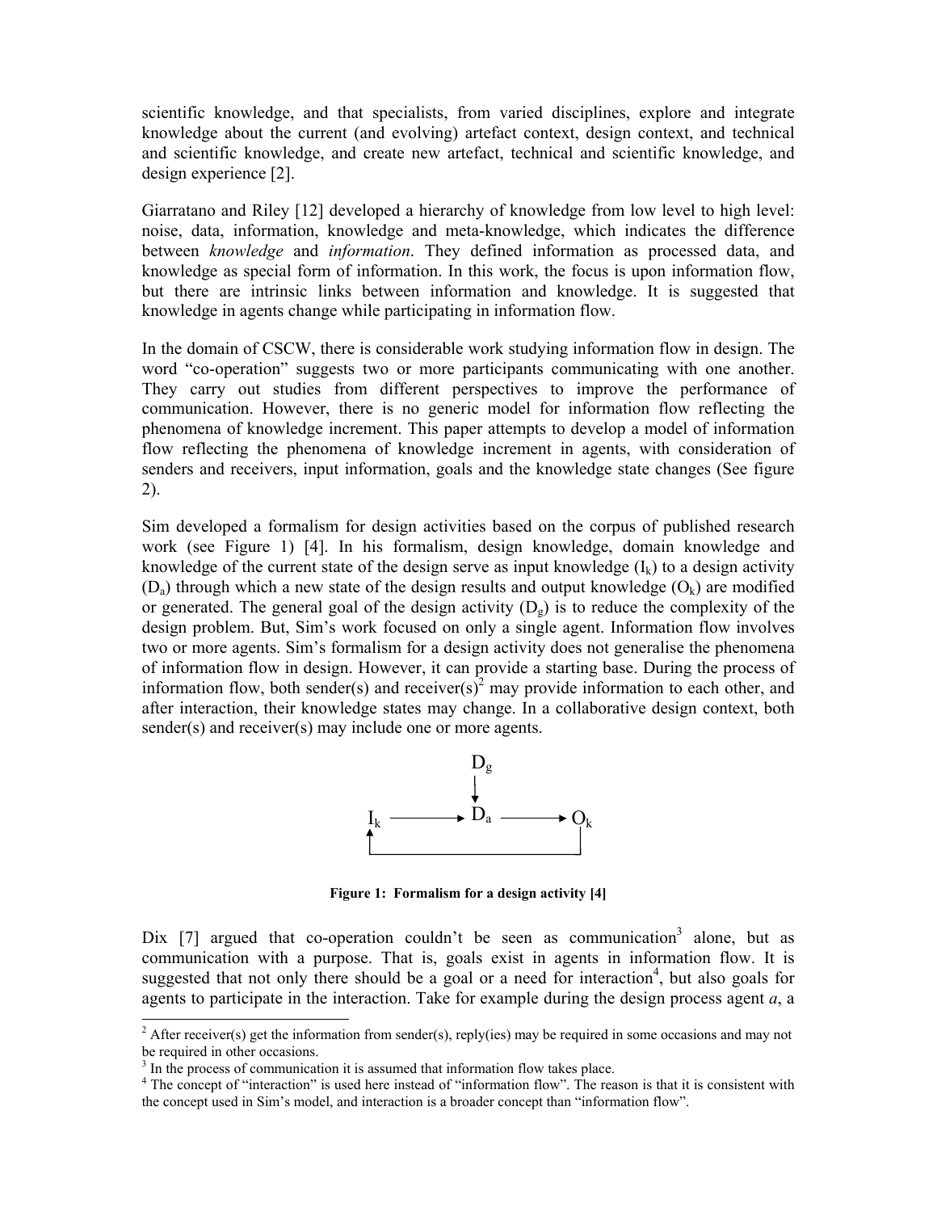scientific knowledge, and that specialists, from varied disciplines, explore and integrate knowledge about the current (and evolving) artefact context, design context, and technical and scientific knowledge, and create new artefact, technical and scientific knowledge, and design experience [2].

Giarratano and Riley [12] developed a hierarchy of knowledge from low level to high level: noise, data, information, knowledge and meta-knowledge, which indicates the difference between *knowledge* and *information*. They defined information as processed data, and knowledge as special form of information. In this work, the focus is upon information flow, but there are intrinsic links between information and knowledge. It is suggested that knowledge in agents change while participating in information flow.

In the domain of CSCW, there is considerable work studying information flow in design. The word "co-operation" suggests two or more participants communicating with one another. They carry out studies from different perspectives to improve the performance of communication. However, there is no generic model for information flow reflecting the phenomena of knowledge increment. This paper attempts to develop a model of information flow reflecting the phenomena of knowledge increment in agents, with consideration of senders and receivers, input information, goals and the knowledge state changes (See figure 2).

Sim developed a formalism for design activities based on the corpus of published research work (see Figure 1) [4]. In his formalism, design knowledge, domain knowledge and knowledge of the current state of the design serve as input knowledge ($I_k$) to a design activity ($D_a$) through which a new state of the design results and output knowledge ($O_k$) are modified or generated. The general goal of the design activity ($D_g$) is to reduce the complexity of the design problem. But, Sim's work focused on only a single agent. Information flow involves two or more agents. Sim's formalism for a design activity does not generalise the phenomena of information flow in design. However, it can provide a starting base. During the process of information flow, both sender(s) and receiver(s)[2] may provide information to each other, and after interaction, their knowledge states may change. In a collaborative design context, both sender(s) and receiver(s) may include one or more agents.

$$
\begin{array}{ccccc}
 & & D_g & & \\
 & & \downarrow & & \\
I_k & \longrightarrow & D_a & \longrightarrow & O_k
\end{array}
$$

**Figure 1: Formalism for a design activity [4]**

Dix [7] argued that co-operation couldn't be seen as communication[3] alone, but as communication with a purpose. That is, goals exist in agents in information flow. It is suggested that not only there should be a goal or a need for interaction[4], but also goals for agents to participate in the interaction. Take for example during the design process agent *a*, a

[2] After receiver(s) get the information from sender(s), reply(ies) may be required in some occasions and may not be required in other occasions.

[3] In the process of communication it is assumed that information flow takes place.

[4] The concept of "interaction" is used here instead of "information flow". The reason is that it is consistent with the concept used in Sim's model, and interaction is a broader concept than "information flow".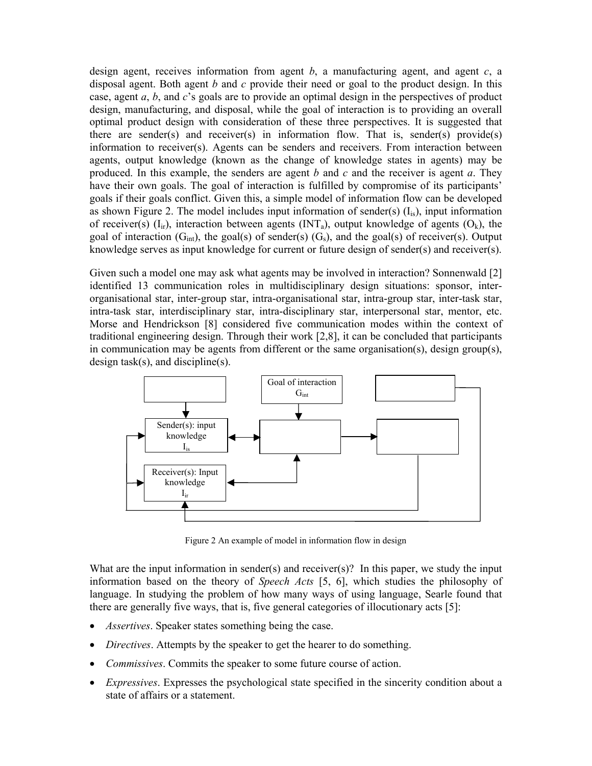design agent, receives information from agent *b*, a manufacturing agent, and agent *c*, a disposal agent. Both agent *b* and *c* provide their need or goal to the product design. In this case, agent *a*, *b*, and *c*'s goals are to provide an optimal design in the perspectives of product design, manufacturing, and disposal, while the goal of interaction is to providing an overall optimal product design with consideration of these three perspectives. It is suggested that there are sender(s) and receiver(s) in information flow. That is, sender(s) provide(s) information to receiver(s). Agents can be senders and receivers. From interaction between agents, output knowledge (known as the change of knowledge states in agents) may be produced. In this example, the senders are agent *b* and *c* and the receiver is agent *a*. They have their own goals. The goal of interaction is fulfilled by compromise of its participants' goals if their goals conflict. Given this, a simple model of information flow can be developed as shown Figure 2. The model includes input information of sender(s) ($I_{is}$), input information of receiver(s) ($I_{ir}$), interaction between agents ($INT_a$), output knowledge of agents ($O_k$), the goal of interaction ($G_{int}$), the goal(s) of sender(s) ($G_s$), and the goal(s) of receiver(s). Output knowledge serves as input knowledge for current or future design of sender(s) and receiver(s).

Given such a model one may ask what agents may be involved in interaction? Sonnenwald [2] identified 13 communication roles in multidisciplinary design situations: sponsor, inter-organisational star, inter-group star, intra-organisational star, intra-group star, inter-task star, intra-task star, interdisciplinary star, intra-disciplinary star, interpersonal star, mentor, etc. Morse and Hendrickson [8] considered five communication modes within the context of traditional engineering design. Through their work [2,8], it can be concluded that participants in communication may be agents from different or the same organisation(s), design group(s), design task(s), and discipline(s).

Goal of interaction $G_{int}$

Sender(s): input knowledge $I_{is}$

Receiver(s): Input knowledge $I_{ir}$

Figure 2 An example of model in information flow in design

What are the input information in sender(s) and receiver(s)? In this paper, we study the input information based on the theory of *Speech Acts* [5, 6], which studies the philosophy of language. In studying the problem of how many ways of using language, Searle found that there are generally five ways, that is, five general categories of illocutionary acts [5]:

- *Assertives*. Speaker states something being the case.
- *Directives*. Attempts by the speaker to get the hearer to do something.
- *Commissives*. Commits the speaker to some future course of action.
- *Expressives*. Expresses the psychological state specified in the sincerity condition about a state of affairs or a statement.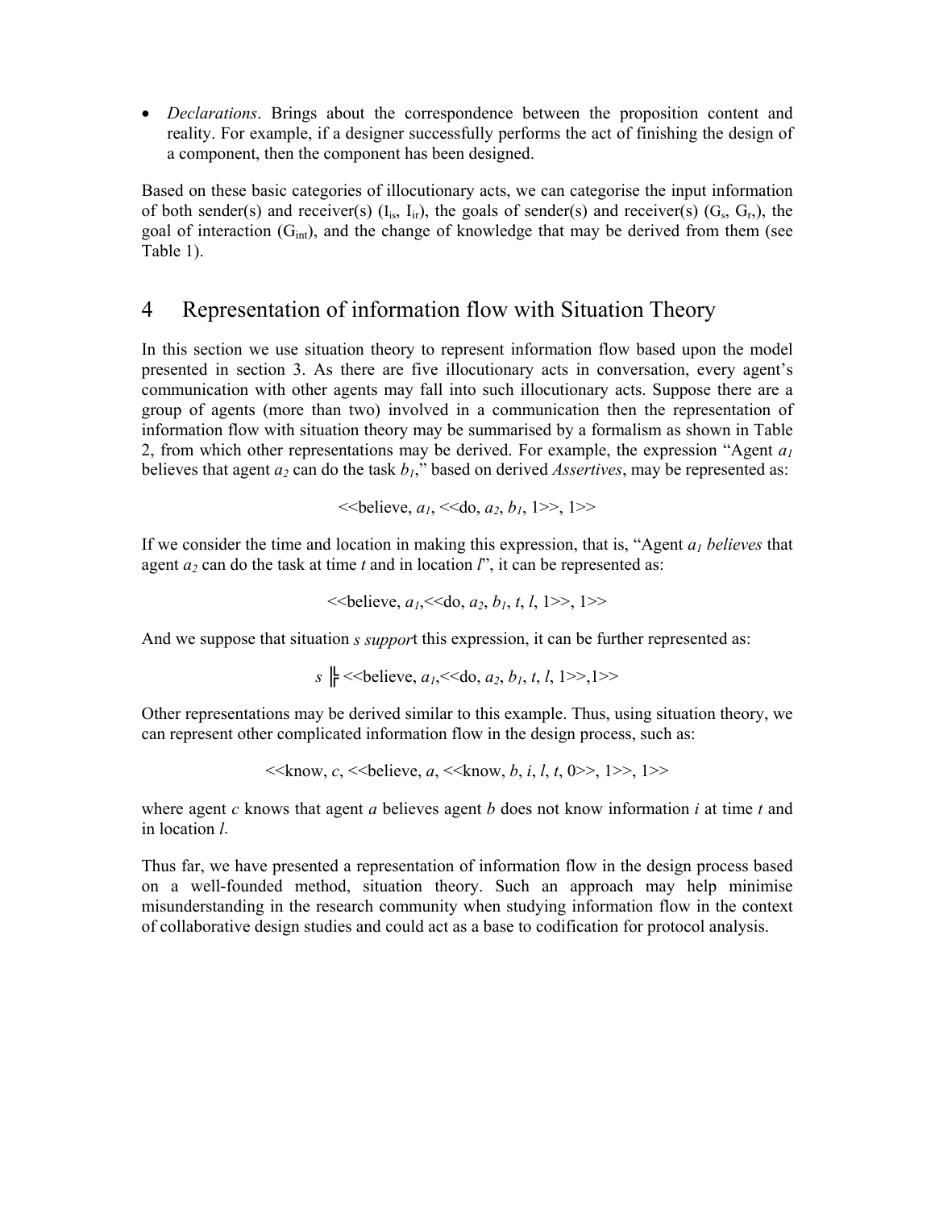- *Declarations*. Brings about the correspondence between the proposition content and reality. For example, if a designer successfully performs the act of finishing the design of a component, then the component has been designed.

Based on these basic categories of illocutionary acts, we can categorise the input information of both sender(s) and receiver(s) ($I_{is}$, $I_{ir}$), the goals of sender(s) and receiver(s) ($G_s$, $G_r$,), the goal of interaction ($G_{int}$), and the change of knowledge that may be derived from them (see Table 1).

# 4 Representation of information flow with Situation Theory

In this section we use situation theory to represent information flow based upon the model presented in section 3. As there are five illocutionary acts in conversation, every agent's communication with other agents may fall into such illocutionary acts. Suppose there are a group of agents (more than two) involved in a communication then the representation of information flow with situation theory may be summarised by a formalism as shown in Table 2, from which other representations may be derived. For example, the expression "Agent $a_1$ believes that agent $a_2$ can do the task $b_1$," based on derived *Assertives*, may be represented as:

$$\langle\langle \text{believe}, a_1, \langle\langle \text{do}, a_2, b_1, 1 \rangle\rangle, 1 \rangle\rangle$$

If we consider the time and location in making this expression, that is, "Agent $a_1$ *believes* that agent $a_2$ can do the task at time $t$ and in location $l$", it can be represented as:

$$\langle\langle \text{believe}, a_1, \langle\langle \text{do}, a_2, b_1, t, l, 1 \rangle\rangle, 1 \rangle\rangle$$

And we suppose that situation *s support* this expression, it can be further represented as:

$$s \models \langle\langle \text{believe}, a_1, \langle\langle \text{do}, a_2, b_1, t, l, 1 \rangle\rangle, 1 \rangle\rangle$$

Other representations may be derived similar to this example. Thus, using situation theory, we can represent other complicated information flow in the design process, such as:

$$\langle\langle \text{know}, c, \langle\langle \text{believe}, a, \langle\langle \text{know}, b, i, l, t, 0 \rangle\rangle, 1 \rangle\rangle, 1 \rangle\rangle$$

where agent $c$ knows that agent $a$ believes agent $b$ does not know information $i$ at time $t$ and in location $l$.

Thus far, we have presented a representation of information flow in the design process based on a well-founded method, situation theory. Such an approach may help minimise misunderstanding in the research community when studying information flow in the context of collaborative design studies and could act as a base to codification for protocol analysis.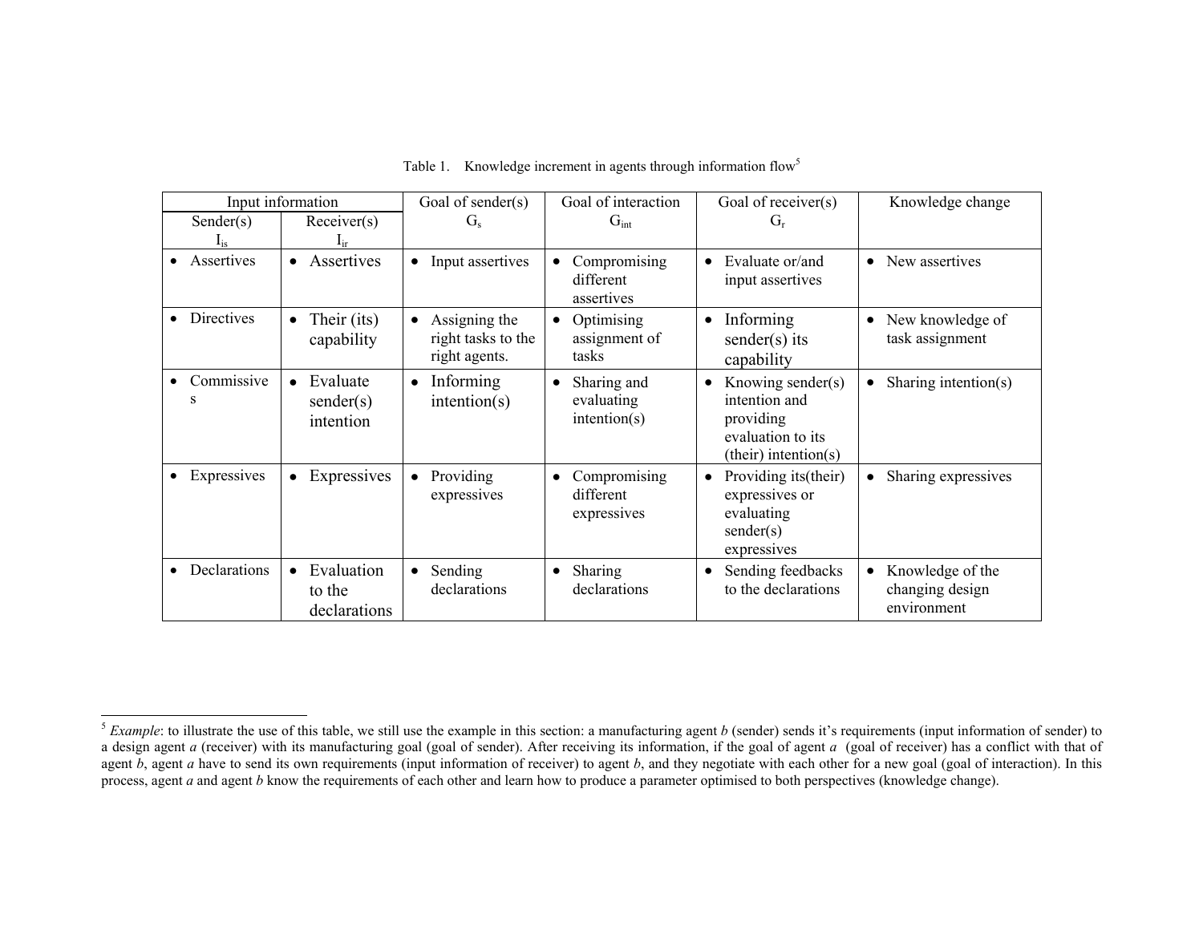Table 1. Knowledge increment in agents through information flow[5]

| Input information | | Goal of sender(s) $G_s$ | Goal of interaction $G_{int}$ | Goal of receiver(s) $G_r$ | Knowledge change |
|---|---|---|---|---|---|
| Sender(s) $I_{is}$ | Receiver(s) $I_{ir}$ | | | | |
| • Assertives | • Assertives | • Input assertives | • Compromising different assertives | • Evaluate or/and input assertives | • New assertives |
| • Directives | • Their (its) capability | • Assigning the right tasks to the right agents. | • Optimising assignment of tasks | • Informing sender(s) its capability | • New knowledge of task assignment |
| • Commissives | • Evaluate sender(s) intention | • Informing intention(s) | • Sharing and evaluating intention(s) | • Knowing sender(s) intention and providing evaluation to its (their) intention(s) | • Sharing intention(s) |
| • Expressives | • Expressives | • Providing expressives | • Compromising different expressives | • Providing its(their) expressives or evaluating sender(s) expressives | • Sharing expressives |
| • Declarations | • Evaluation to the declarations | • Sending declarations | • Sharing declarations | • Sending feedbacks to the declarations | • Knowledge of the changing design environment |

[5] *Example*: to illustrate the use of this table, we still use the example in this section: a manufacturing agent *b* (sender) sends it's requirements (input information of sender) to a design agent *a* (receiver) with its manufacturing goal (goal of sender). After receiving its information, if the goal of agent *a* (goal of receiver) has a conflict with that of agent *b*, agent *a* have to send its own requirements (input information of receiver) to agent *b*, and they negotiate with each other for a new goal (goal of interaction). In this process, agent *a* and agent *b* know the requirements of each other and learn how to produce a parameter optimised to both perspectives (knowledge change).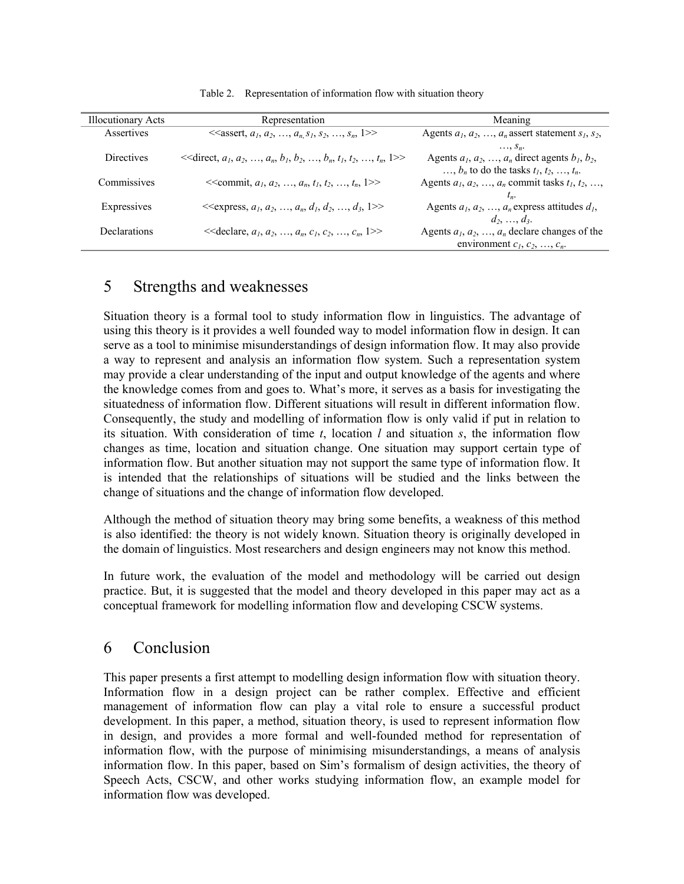Table 2. Representation of information flow with situation theory

| Illocutionary Acts | Representation | Meaning |
|---|---|---|
| Assertives | <<assert, $a_1$, $a_2$, …, $a_n$, $s_1$, $s_2$, …, $s_n$, 1>> | Agents $a_1$, $a_2$, …, $a_n$ assert statement $s_1$, $s_2$, …, $s_n$. |
| Directives | <<direct, $a_1$, $a_2$, …, $a_n$, $b_1$, $b_2$, …, $b_n$, $t_1$, $t_2$, …, $t_n$, 1>> | Agents $a_1$, $a_2$, …, $a_n$ direct agents $b_1$, $b_2$, …, $b_n$ to do the tasks $t_1$, $t_2$, …, $t_n$. |
| Commissives | <<commit, $a_1$, $a_2$, …, $a_n$, $t_1$, $t_2$, …, $t_n$, 1>> | Agents $a_1$, $a_2$, …, $a_n$ commit tasks $t_1$, $t_2$, …, $t_n$. |
| Expressives | <<express, $a_1$, $a_2$, …, $a_n$, $d_1$, $d_2$, …, $d_3$, 1>> | Agents $a_1$, $a_2$, …, $a_n$ express attitudes $d_1$, $d_2$, …, $d_3$. |
| Declarations | <<declare, $a_1$, $a_2$, …, $a_n$, $c_1$, $c_2$, …, $c_n$, 1>> | Agents $a_1$, $a_2$, …, $a_n$ declare changes of the environment $c_1$, $c_2$, …, $c_n$. |

## 5 Strengths and weaknesses

Situation theory is a formal tool to study information flow in linguistics. The advantage of using this theory is it provides a well founded way to model information flow in design. It can serve as a tool to minimise misunderstandings of design information flow. It may also provide a way to represent and analysis an information flow system. Such a representation system may provide a clear understanding of the input and output knowledge of the agents and where the knowledge comes from and goes to. What's more, it serves as a basis for investigating the situatedness of information flow. Different situations will result in different information flow. Consequently, the study and modelling of information flow is only valid if put in relation to its situation. With consideration of time $t$, location $l$ and situation $s$, the information flow changes as time, location and situation change. One situation may support certain type of information flow. But another situation may not support the same type of information flow. It is intended that the relationships of situations will be studied and the links between the change of situations and the change of information flow developed.

Although the method of situation theory may bring some benefits, a weakness of this method is also identified: the theory is not widely known. Situation theory is originally developed in the domain of linguistics. Most researchers and design engineers may not know this method.

In future work, the evaluation of the model and methodology will be carried out design practice. But, it is suggested that the model and theory developed in this paper may act as a conceptual framework for modelling information flow and developing CSCW systems.

## 6 Conclusion

This paper presents a first attempt to modelling design information flow with situation theory. Information flow in a design project can be rather complex. Effective and efficient management of information flow can play a vital role to ensure a successful product development. In this paper, a method, situation theory, is used to represent information flow in design, and provides a more formal and well-founded method for representation of information flow, with the purpose of minimising misunderstandings, a means of analysis information flow. In this paper, based on Sim's formalism of design activities, the theory of Speech Acts, CSCW, and other works studying information flow, an example model for information flow was developed.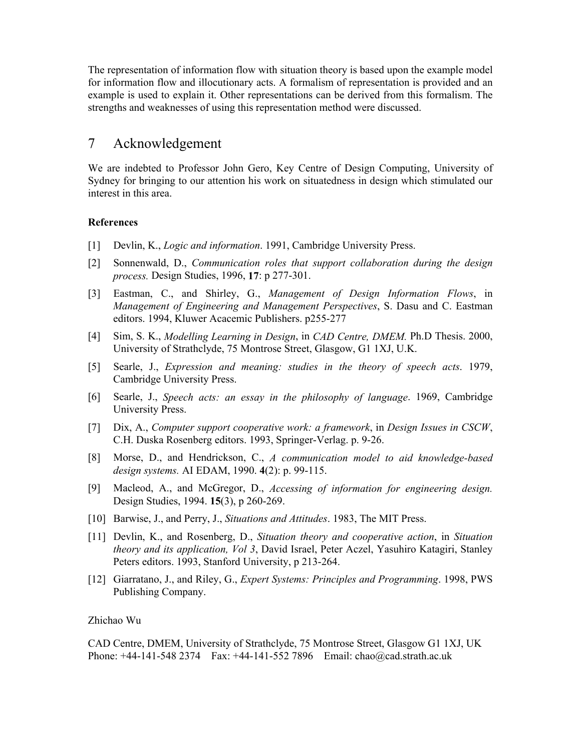The representation of information flow with situation theory is based upon the example model for information flow and illocutionary acts. A formalism of representation is provided and an example is used to explain it. Other representations can be derived from this formalism. The strengths and weaknesses of using this representation method were discussed.

# 7 Acknowledgement

We are indebted to Professor John Gero, Key Centre of Design Computing, University of Sydney for bringing to our attention his work on situatedness in design which stimulated our interest in this area.

**References**

[1] Devlin, K., *Logic and information*. 1991, Cambridge University Press.

[2] Sonnenwald, D., *Communication roles that support collaboration during the design process.* Design Studies, 1996, **17**: p 277-301.

[3] Eastman, C., and Shirley, G., *Management of Design Information Flows*, in *Management of Engineering and Management Perspectives*, S. Dasu and C. Eastman editors. 1994, Kluwer Acacemic Publishers. p255-277

[4] Sim, S. K., *Modelling Learning in Design*, in *CAD Centre, DMEM.* Ph.D Thesis. 2000, University of Strathclyde, 75 Montrose Street, Glasgow, G1 1XJ, U.K.

[5] Searle, J., *Expression and meaning: studies in the theory of speech acts*. 1979, Cambridge University Press.

[6] Searle, J., *Speech acts: an essay in the philosophy of language*. 1969, Cambridge University Press.

[7] Dix, A., *Computer support cooperative work: a framework*, in *Design Issues in CSCW*, C.H. Duska Rosenberg editors. 1993, Springer-Verlag. p. 9-26.

[8] Morse, D., and Hendrickson, C., *A communication model to aid knowledge-based design systems.* AI EDAM, 1990. **4**(2): p. 99-115.

[9] Macleod, A., and McGregor, D., *Accessing of information for engineering design.* Design Studies, 1994. **15**(3), p 260-269.

[10] Barwise, J., and Perry, J., *Situations and Attitudes*. 1983, The MIT Press.

[11] Devlin, K., and Rosenberg, D., *Situation theory and cooperative action*, in *Situation theory and its application, Vol 3*, David Israel, Peter Aczel, Yasuhiro Katagiri, Stanley Peters editors. 1993, Stanford University, p 213-264.

[12] Giarratano, J., and Riley, G., *Expert Systems: Principles and Programming*. 1998, PWS Publishing Company.

Zhichao Wu

CAD Centre, DMEM, University of Strathclyde, 75 Montrose Street, Glasgow G1 1XJ, UK
Phone: +44-141-548 2374 Fax: +44-141-552 7896 Email: chao@cad.strath.ac.uk